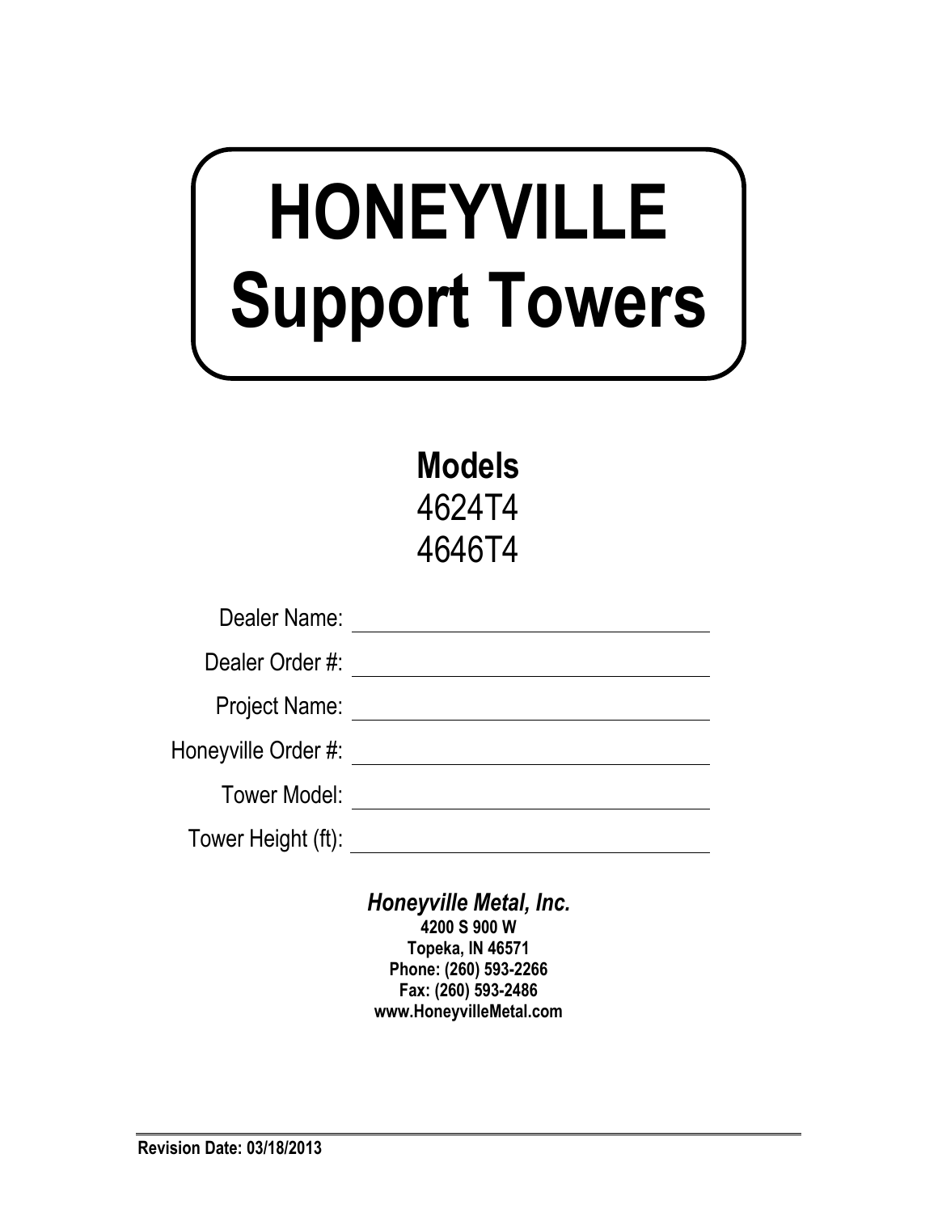# HONEYVILLE Support Towers

**Models**

4624T4

4646T4

Dealer Name: ______________________

Dealer Order #: ______________________

Project Name: ______________________

Honeyville Order #: ______________________

Tower Model: ______________________

Tower Height (ft): ______________________

***Honeyville Metal, Inc.***

**4200 S 900 W**
**Topeka, IN 46571**
**Phone: (260) 593-2266**
**Fax: (260) 593-2486**
**www.HoneyvilleMetal.com**

**Revision Date: 03/18/2013**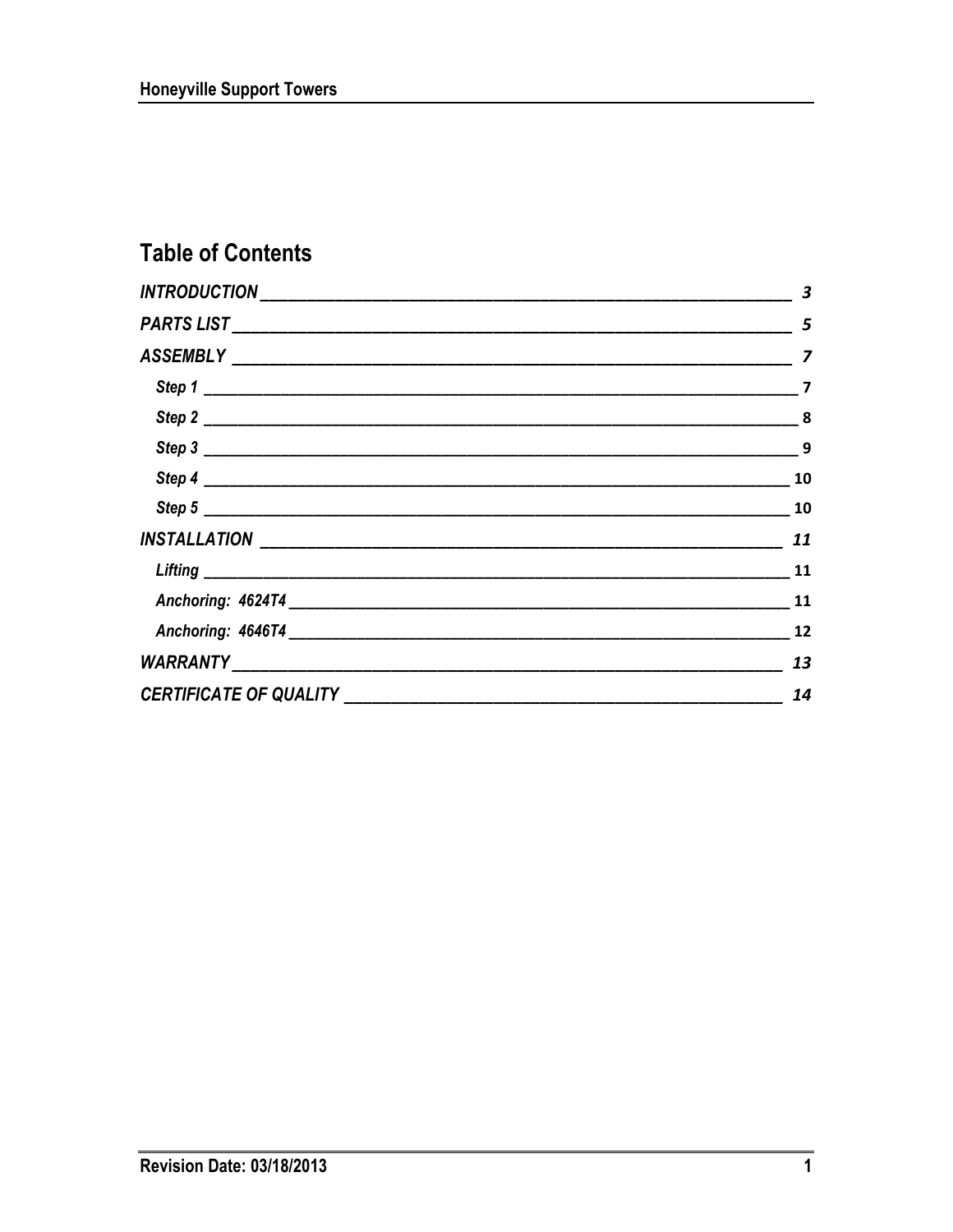## Table of Contents

- *INTRODUCTION* — 3
- *PARTS LIST* — 5
- *ASSEMBLY* — 7
  - *Step 1* — 7
  - *Step 2* — 8
  - *Step 3* — 9
  - *Step 4* — 10
  - *Step 5* — 10
- *INSTALLATION* — 11
  - *Lifting* — 11
  - *Anchoring: 4624T4* — 11
  - *Anchoring: 4646T4* — 12
- *WARRANTY* — 13
- *CERTIFICATE OF QUALITY* — 14

Revision Date: 03/18/2013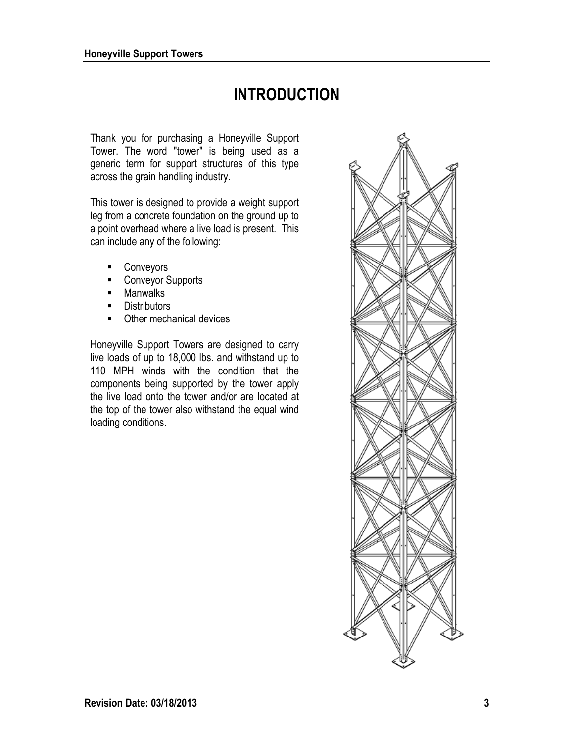# INTRODUCTION

Thank you for purchasing a Honeyville Support Tower. The word "tower" is being used as a generic term for support structures of this type across the grain handling industry.

This tower is designed to provide a weight support leg from a concrete foundation on the ground up to a point overhead where a live load is present. This can include any of the following:

- Conveyors
- Conveyor Supports
- Manwalks
- Distributors
- Other mechanical devices

Honeyville Support Towers are designed to carry live loads of up to 18,000 lbs. and withstand up to 110 MPH winds with the condition that the components being supported by the tower apply the live load onto the tower and/or are located at the top of the tower also withstand the equal wind loading conditions.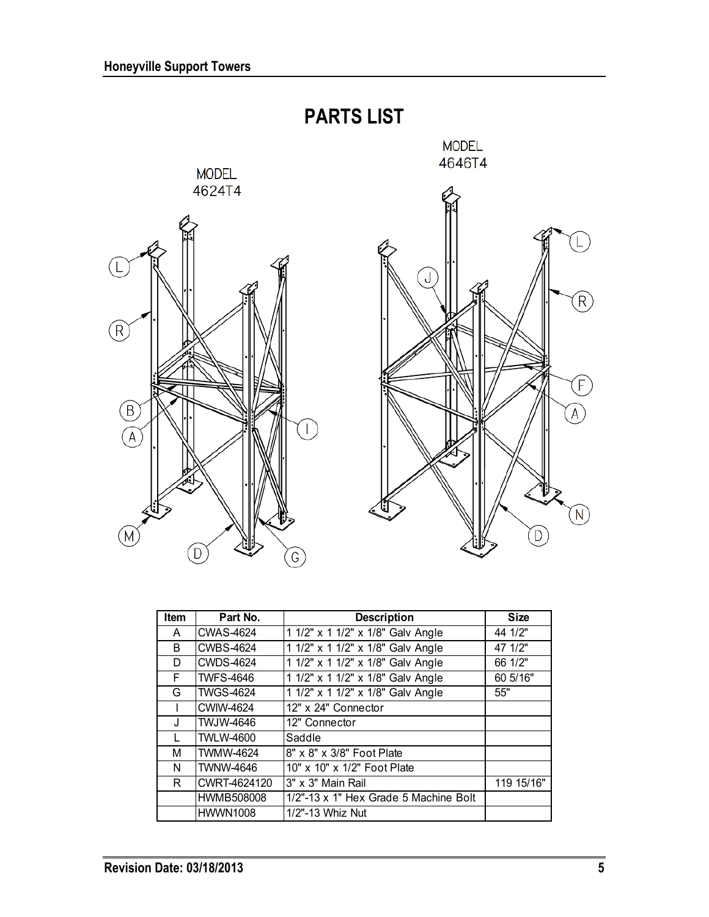# PARTS LIST

MODEL 4624T4

MODEL 4646T4

| Item | Part No. | Description | Size |
|---|---|---|---|
| A | CWAS-4624 | 1 1/2" x 1 1/2" x 1/8" Galv Angle | 44 1/2" |
| B | CWBS-4624 | 1 1/2" x 1 1/2" x 1/8" Galv Angle | 47 1/2" |
| D | CWDS-4624 | 1 1/2" x 1 1/2" x 1/8" Galv Angle | 66 1/2" |
| F | TWFS-4646 | 1 1/2" x 1 1/2" x 1/8" Galv Angle | 60 5/16" |
| G | TWGS-4624 | 1 1/2" x 1 1/2" x 1/8" Galv Angle | 55" |
| I | CWIW-4624 | 12" x 24" Connector | |
| J | TWJW-4646 | 12" Connector | |
| L | TWLW-4600 | Saddle | |
| M | TWMW-4624 | 8" x 8" x 3/8" Foot Plate | |
| N | TWNW-4646 | 10" x 10" x 1/2" Foot Plate | |
| R | CWRT-4624120 | 3" x 3" Main Rail | 119 15/16" |
| | HWMB508008 | 1/2"-13 x 1" Hex Grade 5 Machine Bolt | |
| | HWWN1008 | 1/2"-13 Whiz Nut | |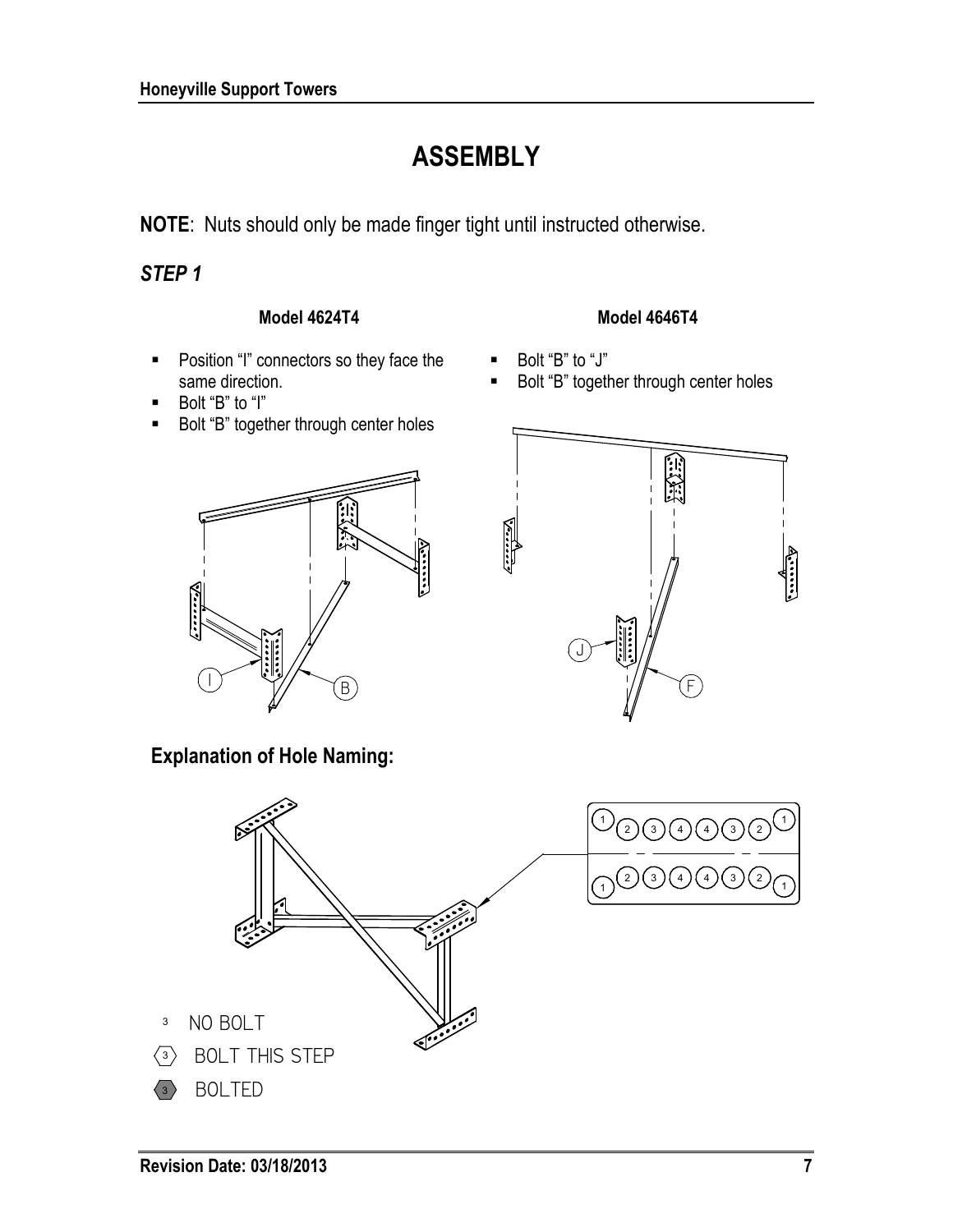# ASSEMBLY

**NOTE**: Nuts should only be made finger tight until instructed otherwise.

### *STEP 1*

**Model 4624T4**

- Position "I" connectors so they face the same direction.
- Bolt "B" to "I"
- Bolt "B" together through center holes

**Model 4646T4**

- Bolt "B" to "J"
- Bolt "B" together through center holes

## Explanation of Hole Naming:

| 1 | 2 | 3 | 4 | 4 | 3 | 2 | 1 |
|---|---|---|---|---|---|---|---|
| 1 | 2 | 3 | 4 | 4 | 3 | 2 | 1 |

- 3 NO BOLT
- ⟨3⟩ BOLT THIS STEP
- ⬢3 BOLTED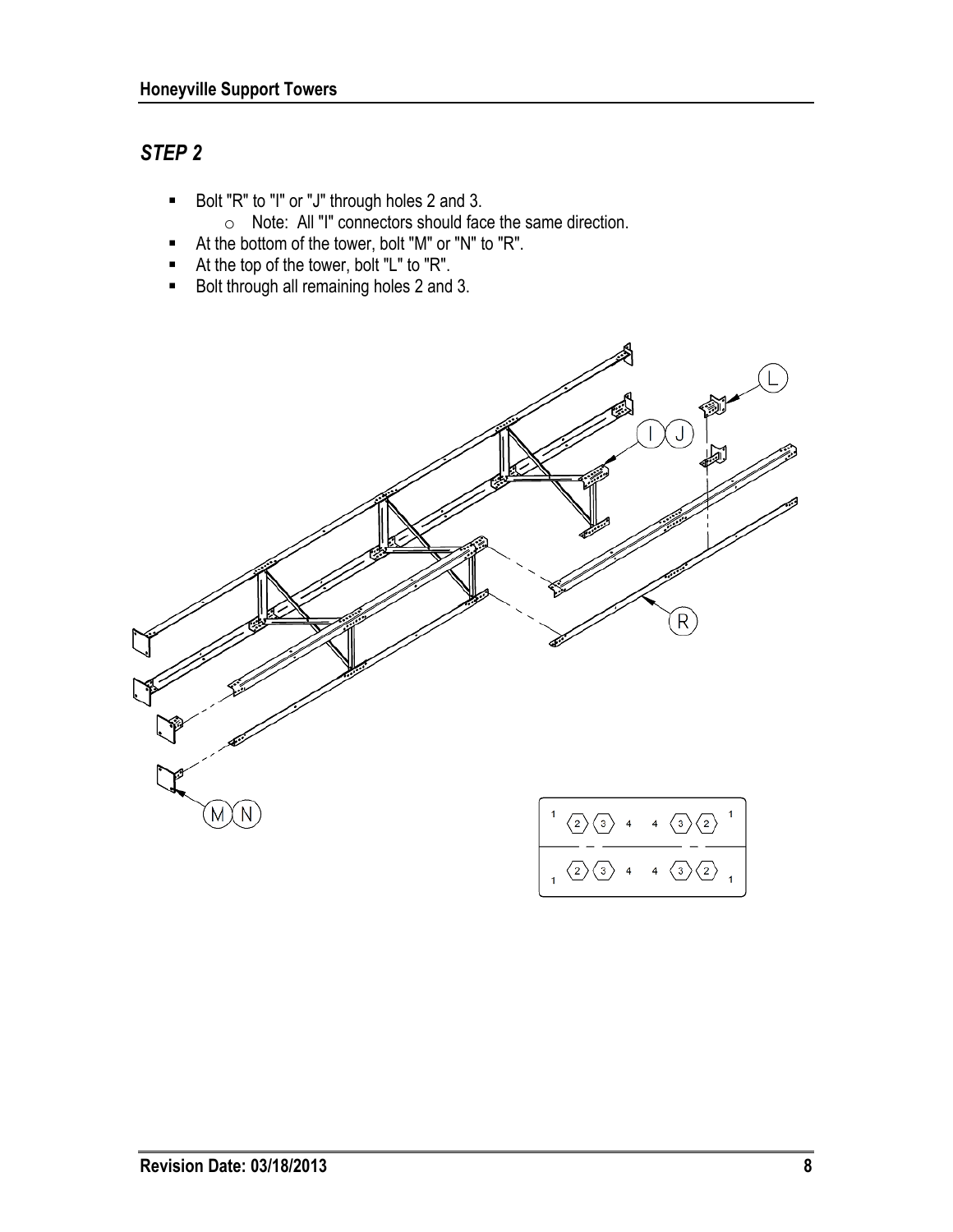## *STEP 2*

- Bolt "R" to "I" or "J" through holes 2 and 3.
  - Note: All "I" connectors should face the same direction.
- At the bottom of the tower, bolt "M" or "N" to "R".
- At the top of the tower, bolt "L" to "R".
- Bolt through all remaining holes 2 and 3.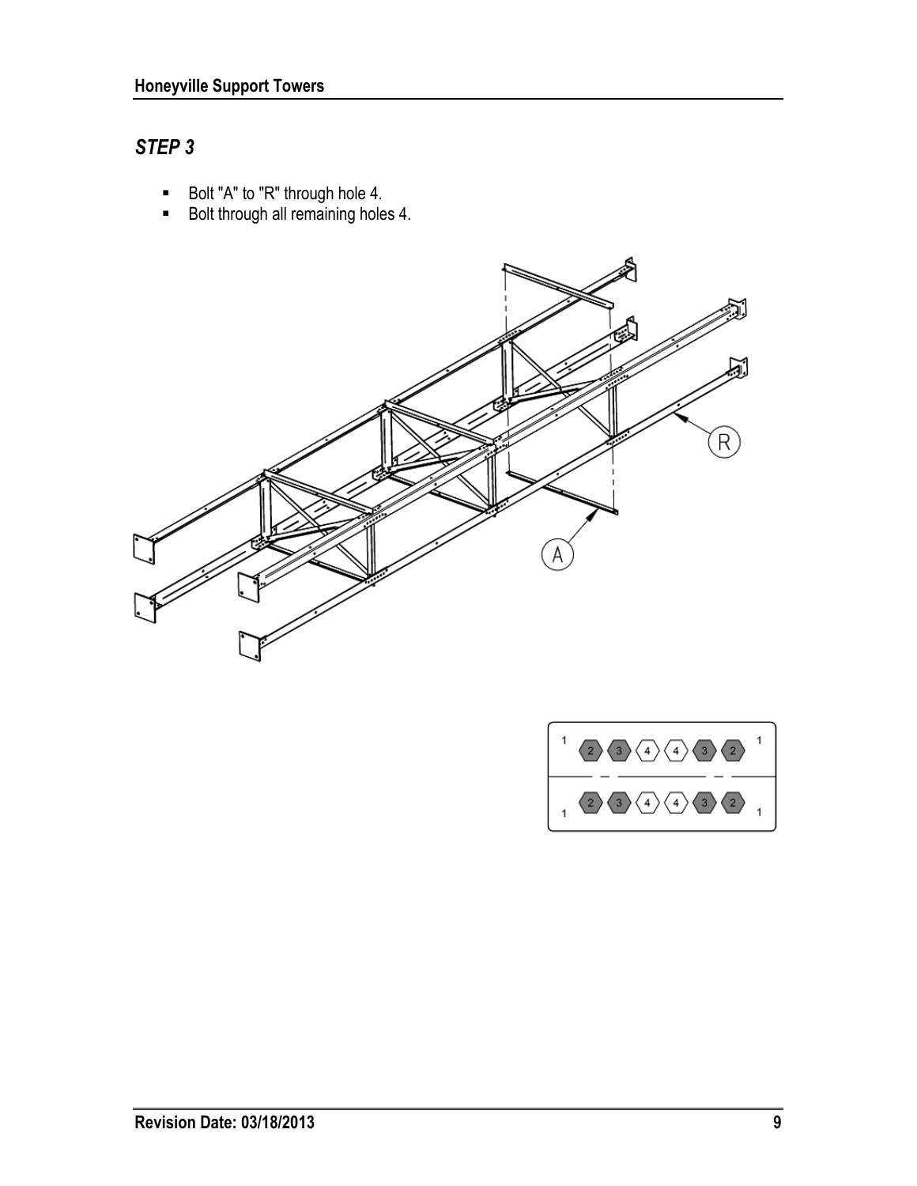## *STEP 3*

- Bolt "A" to "R" through hole 4.
- Bolt through all remaining holes 4.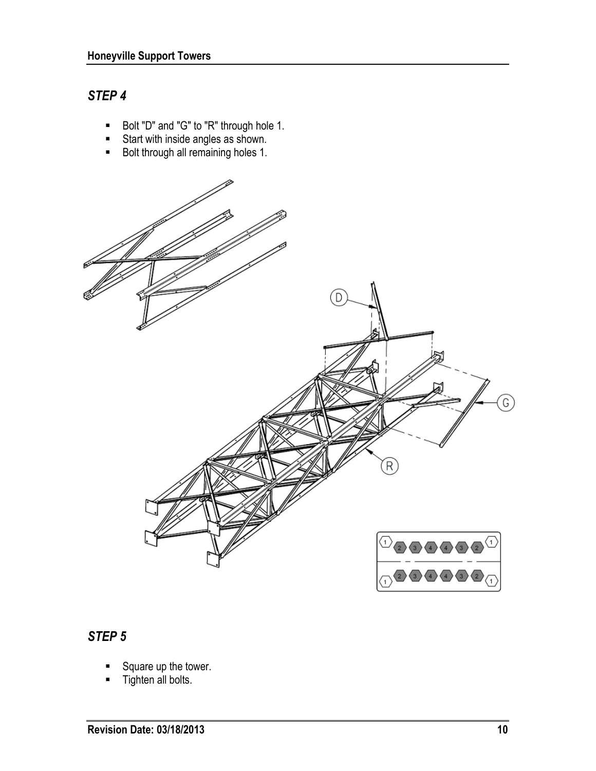## *STEP 4*

- Bolt "D" and "G" to "R" through hole 1.
- Start with inside angles as shown.
- Bolt through all remaining holes 1.

## *STEP 5*

- Square up the tower.
- Tighten all bolts.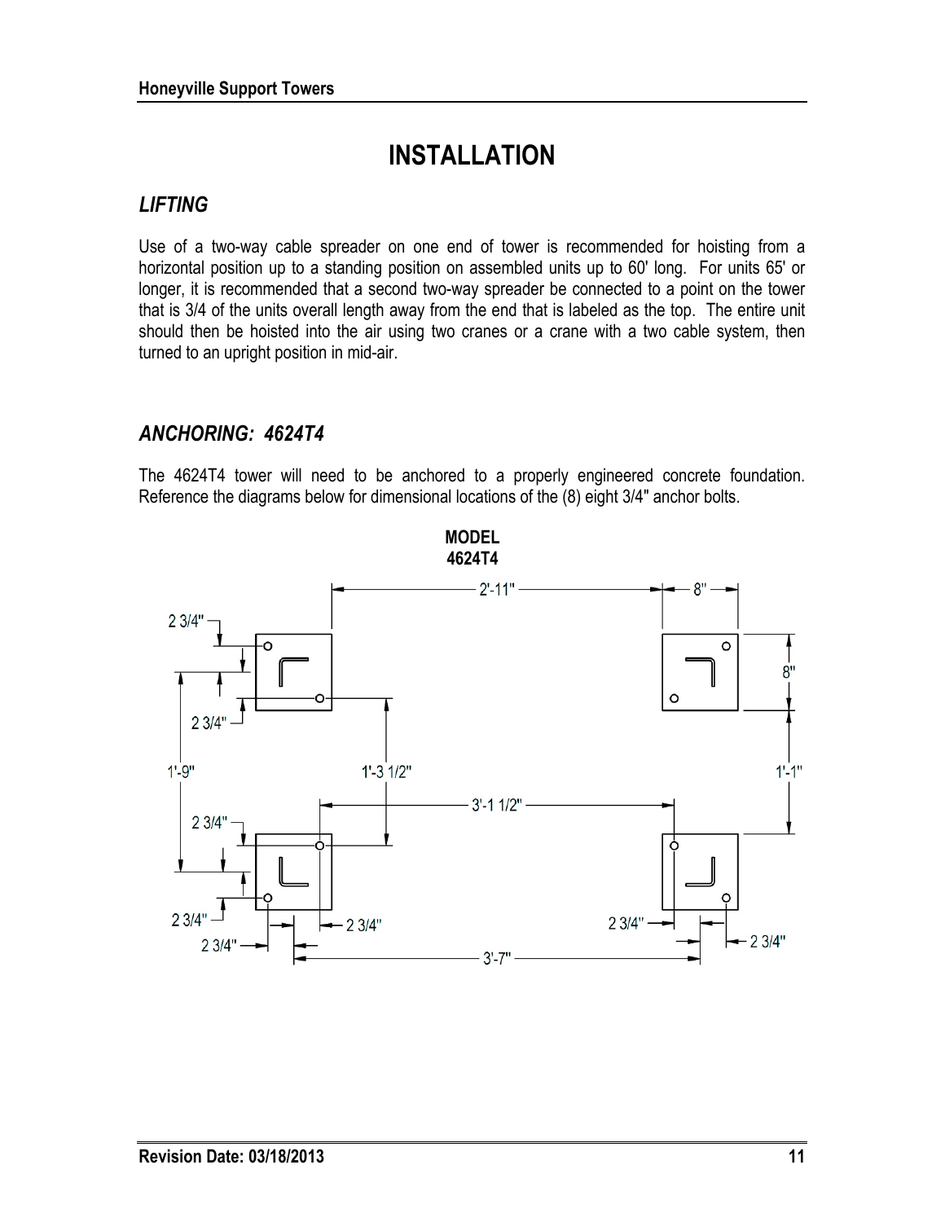# INSTALLATION

## *LIFTING*

Use of a two-way cable spreader on one end of tower is recommended for hoisting from a horizontal position up to a standing position on assembled units up to 60' long. For units 65' or longer, it is recommended that a second two-way spreader be connected to a point on the tower that is 3/4 of the units overall length away from the end that is labeled as the top. The entire unit should then be hoisted into the air using two cranes or a crane with a two cable system, then turned to an upright position in mid-air.

## *ANCHORING: 4624T4*

The 4624T4 tower will need to be anchored to a properly engineered concrete foundation. Reference the diagrams below for dimensional locations of the (8) eight 3/4" anchor bolts.

**MODEL 4624T4**

2'-11" 8" 2 3/4" 8" 2 3/4" 1'-9" 1'-3 1/2" 1'-1" 3'-1 1/2" 2 3/4" 2 3/4" 2 3/4" 2 3/4" 2 3/4" 2 3/4" 2 3/4" 3'-7"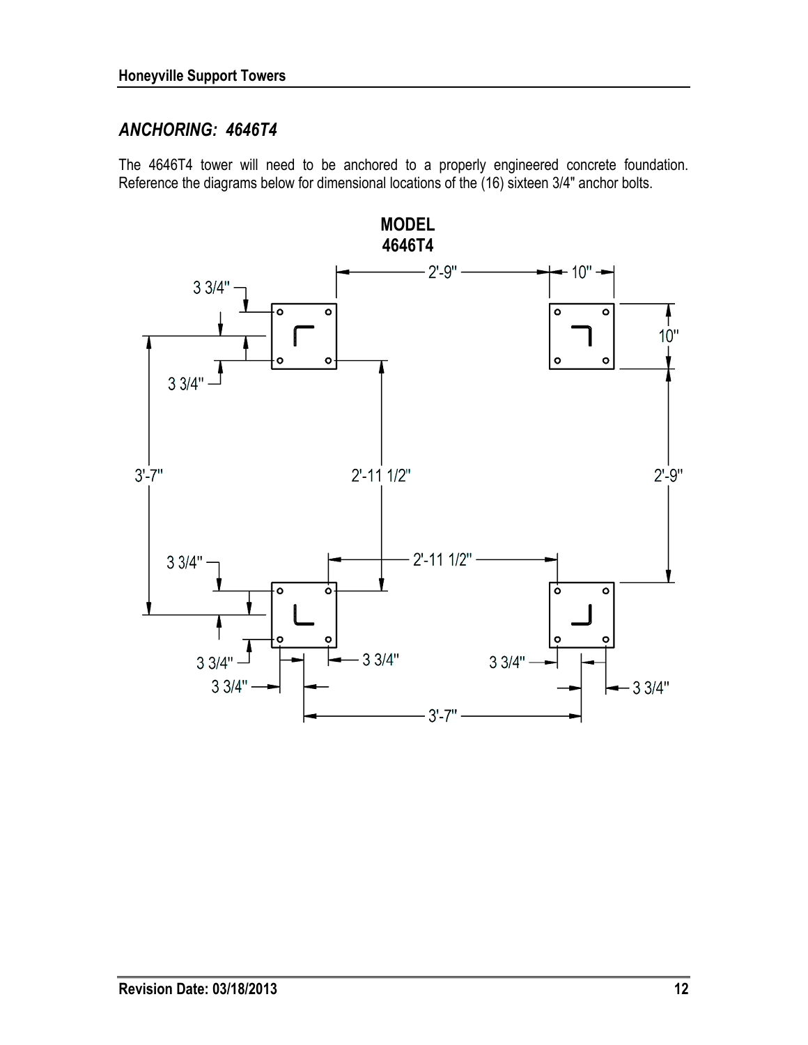## *ANCHORING: 4646T4*

The 4646T4 tower will need to be anchored to a properly engineered concrete foundation. Reference the diagrams below for dimensional locations of the (16) sixteen 3/4" anchor bolts.

**MODEL**
**4646T4**

2'-9" 10"

3 3/4"

10"

3 3/4"

3'-7" 2'-11 1/2" 2'-9"

3 3/4" 2'-11 1/2"

3 3/4" 3 3/4" 3 3/4"

3 3/4" 3 3/4"

3'-7"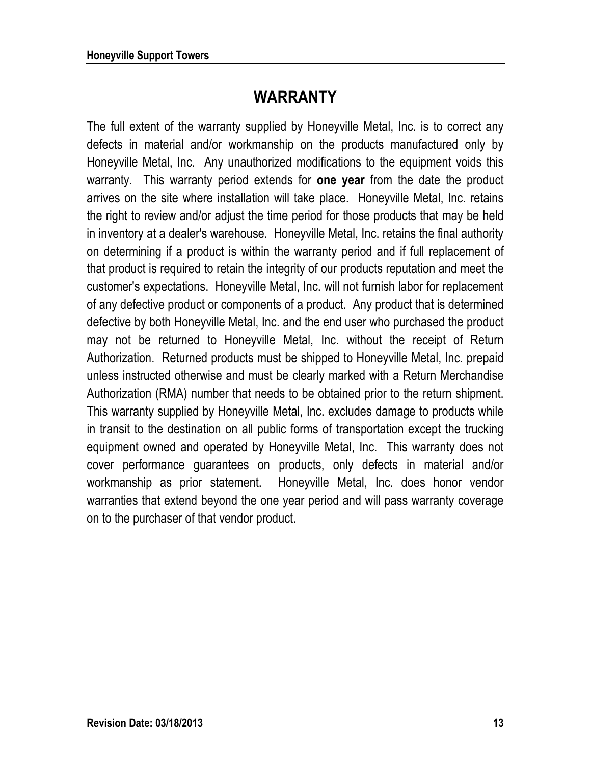# WARRANTY

The full extent of the warranty supplied by Honeyville Metal, Inc. is to correct any defects in material and/or workmanship on the products manufactured only by Honeyville Metal, Inc. Any unauthorized modifications to the equipment voids this warranty. This warranty period extends for **one year** from the date the product arrives on the site where installation will take place. Honeyville Metal, Inc. retains the right to review and/or adjust the time period for those products that may be held in inventory at a dealer's warehouse. Honeyville Metal, Inc. retains the final authority on determining if a product is within the warranty period and if full replacement of that product is required to retain the integrity of our products reputation and meet the customer's expectations. Honeyville Metal, Inc. will not furnish labor for replacement of any defective product or components of a product. Any product that is determined defective by both Honeyville Metal, Inc. and the end user who purchased the product may not be returned to Honeyville Metal, Inc. without the receipt of Return Authorization. Returned products must be shipped to Honeyville Metal, Inc. prepaid unless instructed otherwise and must be clearly marked with a Return Merchandise Authorization (RMA) number that needs to be obtained prior to the return shipment. This warranty supplied by Honeyville Metal, Inc. excludes damage to products while in transit to the destination on all public forms of transportation except the trucking equipment owned and operated by Honeyville Metal, Inc. This warranty does not cover performance guarantees on products, only defects in material and/or workmanship as prior statement. Honeyville Metal, Inc. does honor vendor warranties that extend beyond the one year period and will pass warranty coverage on to the purchaser of that vendor product.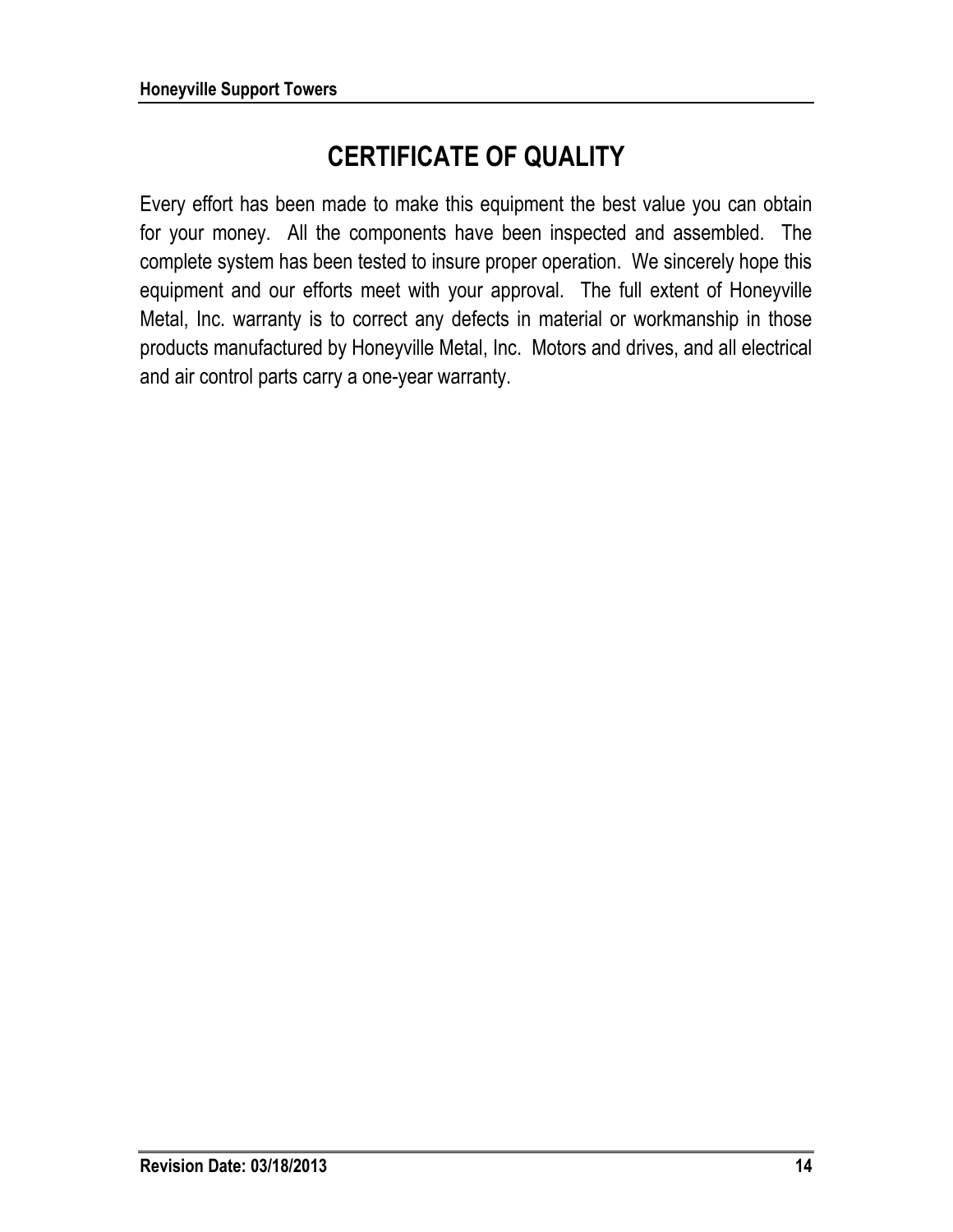# CERTIFICATE OF QUALITY

Every effort has been made to make this equipment the best value you can obtain for your money. All the components have been inspected and assembled. The complete system has been tested to insure proper operation. We sincerely hope this equipment and our efforts meet with your approval. The full extent of Honeyville Metal, Inc. warranty is to correct any defects in material or workmanship in those products manufactured by Honeyville Metal, Inc. Motors and drives, and all electrical and air control parts carry a one-year warranty.